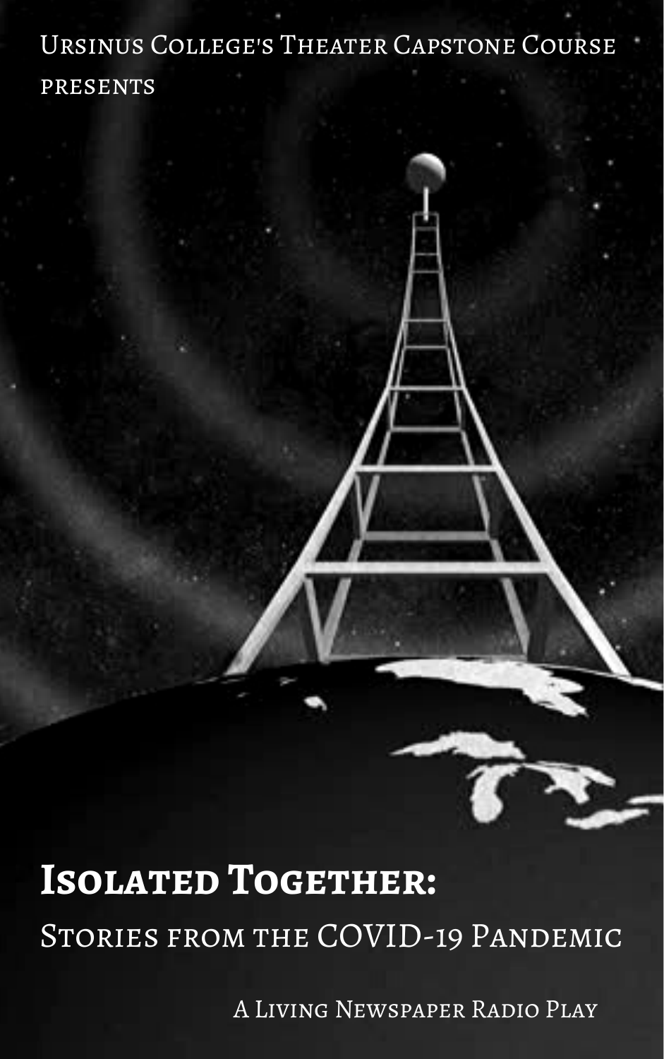Ursinus College's Theater Capstone Course presents

# Isolated Together:

## Stories from the COVID-19 Pandemic

A Living Newspaper Radio Play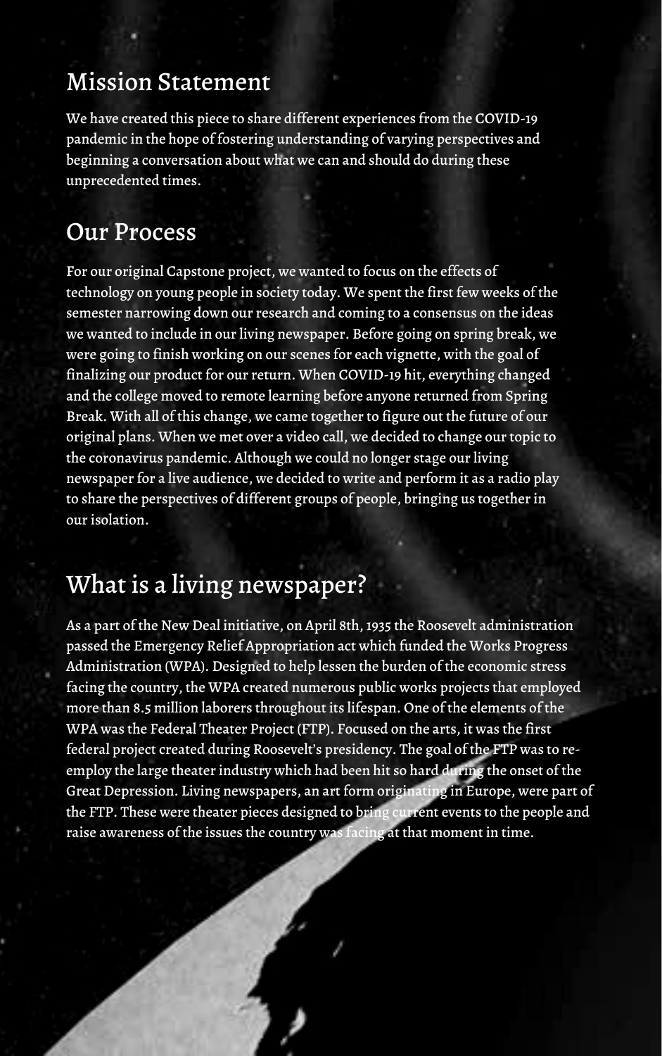## Mission Statement

We have created this piece to share different experiences from the COVID-19 pandemic in the hope of fostering understanding of varying perspectives and beginning a conversation about what we can and should do during these unprecedented times.

## Our Process

For our original Capstone project, we wanted to focus on the effects of technology on young people in society today. We spent the first few weeks of the semester narrowing down our research and coming to a consensus on the ideas we wanted to include in our living newspaper. Before going on spring break, we were going to finish working on our scenes for each vignette, with the goal of finalizing our product for our return. When COVID-19 hit, everything changed and the college moved to remote learning before anyone returned from Spring Break. With all of this change, we came together to figure out the future of our original plans. When we met over a video call, we decided to change our topic to the coronavirus pandemic. Although we could no longer stage our living newspaper for a live audience, we decided to write and perform it as a radio play to share the perspectives of different groups of people, bringing us together in our isolation.

## What is a living newspaper?

As a part of the New Deal initiative, on April 8th, 1935 the Roosevelt administration passed the Emergency Relief Appropriation act which funded the Works Progress Administration (WPA). Designed to help lessen the burden of the economic stress facing the country, the WPA created numerous public works projects that employed more than 8.5 million laborers throughout its lifespan. One of the elements of the WPA was the Federal Theater Project (FTP). Focused on the arts, it was the first federal project created during Roosevelt's presidency. The goal of the FTP was to re-employ the large theater industry which had been hit so hard during the onset of the Great Depression. Living newspapers, an art form originating in Europe, were part of the FTP. These were theater pieces designed to bring current events to the people and raise awareness of the issues the country was facing at that moment in time.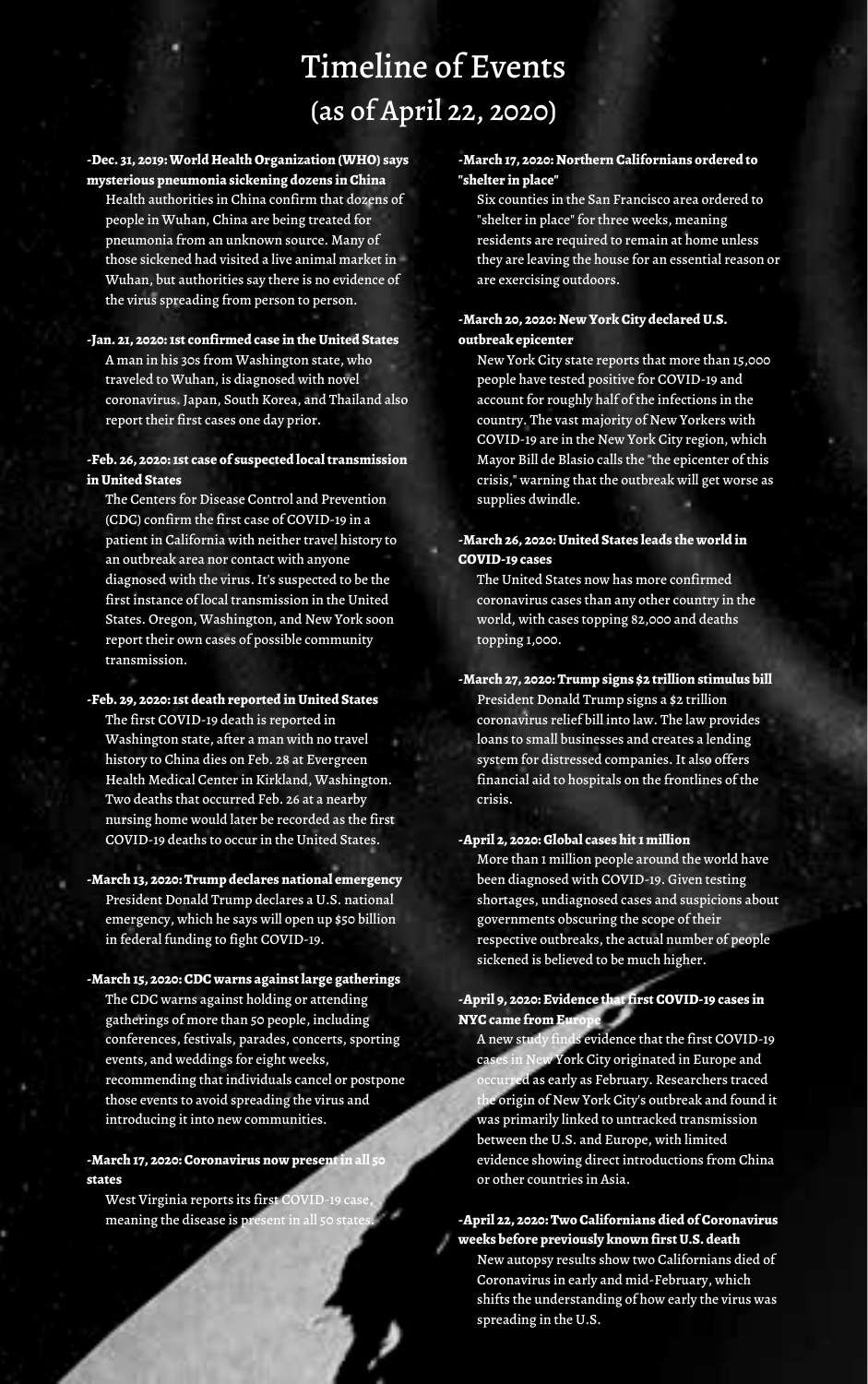# Timeline of Events
## (as of April 22, 2020)

**-Dec. 31, 2019: World Health Organization (WHO) says mysterious pneumonia sickening dozens in China**

Health authorities in China confirm that dozens of people in Wuhan, China are being treated for pneumonia from an unknown source. Many of those sickened had visited a live animal market in Wuhan, but authorities say there is no evidence of the virus spreading from person to person.

**-Jan. 21, 2020: 1st confirmed case in the United States**

A man in his 30s from Washington state, who traveled to Wuhan, is diagnosed with novel coronavirus. Japan, South Korea, and Thailand also report their first cases one day prior.

**-Feb. 26, 2020: 1st case of suspected local transmission in United States**

The Centers for Disease Control and Prevention (CDC) confirm the first case of COVID-19 in a patient in California with neither travel history to an outbreak area nor contact with anyone diagnosed with the virus. It's suspected to be the first instance of local transmission in the United States. Oregon, Washington, and New York soon report their own cases of possible community transmission.

**-Feb. 29, 2020: 1st death reported in United States**

The first COVID-19 death is reported in Washington state, after a man with no travel history to China dies on Feb. 28 at Evergreen Health Medical Center in Kirkland, Washington. Two deaths that occurred Feb. 26 at a nearby nursing home would later be recorded as the first COVID-19 deaths to occur in the United States.

**-March 13, 2020: Trump declares national emergency**

President Donald Trump declares a U.S. national emergency, which he says will open up $50 billion in federal funding to fight COVID-19.

**-March 15, 2020: CDC warns against large gatherings**

The CDC warns against holding or attending gatherings of more than 50 people, including conferences, festivals, parades, concerts, sporting events, and weddings for eight weeks, recommending that individuals cancel or postpone those events to avoid spreading the virus and introducing it into new communities.

**-March 17, 2020: Coronavirus now present in all 50 states**

West Virginia reports its first COVID-19 case, meaning the disease is present in all 50 states.

**-March 17, 2020: Northern Californians ordered to "shelter in place"**

Six counties in the San Francisco area ordered to "shelter in place" for three weeks, meaning residents are required to remain at home unless they are leaving the house for an essential reason or are exercising outdoors.

**-March 20, 2020: New York City declared U.S. outbreak epicenter**

New York City state reports that more than 15,000 people have tested positive for COVID-19 and account for roughly half of the infections in the country. The vast majority of New Yorkers with COVID-19 are in the New York City region, which Mayor Bill de Blasio calls the "the epicenter of this crisis," warning that the outbreak will get worse as supplies dwindle.

**-March 26, 2020: United States leads the world in COVID-19 cases**

The United States now has more confirmed coronavirus cases than any other country in the world, with cases topping 82,000 and deaths topping 1,000.

**-March 27, 2020: Trump signs $2 trillion stimulus bill**

President Donald Trump signs a $2 trillion coronavirus relief bill into law. The law provides loans to small businesses and creates a lending system for distressed companies. It also offers financial aid to hospitals on the frontlines of the crisis.

**-April 2, 2020: Global cases hit 1 million**

More than 1 million people around the world have been diagnosed with COVID-19. Given testing shortages, undiagnosed cases and suspicions about governments obscuring the scope of their respective outbreaks, the actual number of people sickened is believed to be much higher.

**-April 9, 2020: Evidence that first COVID-19 cases in NYC came from Europe**

A new study finds evidence that the first COVID-19 cases in New York City originated in Europe and occurred as early as February. Researchers traced the origin of New York City's outbreak and found it was primarily linked to untracked transmission between the U.S. and Europe, with limited evidence showing direct introductions from China or other countries in Asia.

**-April 22, 2020: Two Californians died of Coronavirus weeks before previously known first U.S. death**

New autopsy results show two Californians died of Coronavirus in early and mid-February, which shifts the understanding of how early the virus was spreading in the U.S.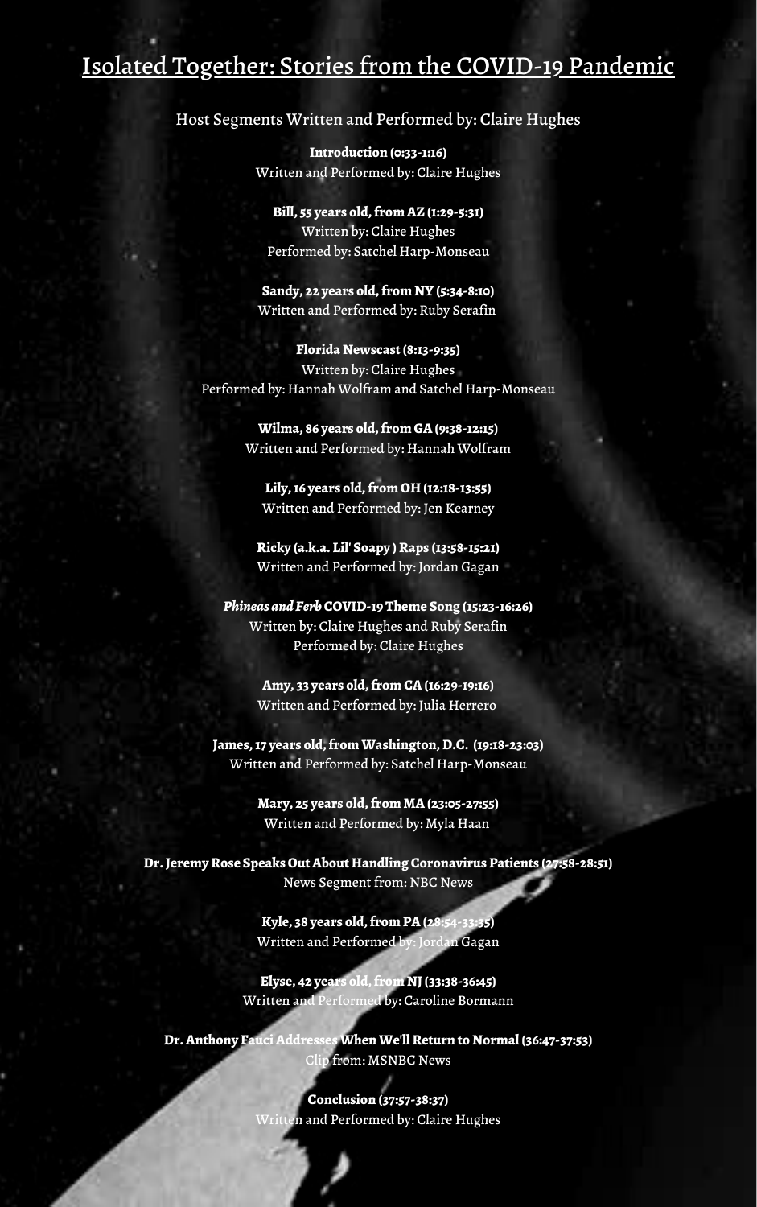# Isolated Together: Stories from the COVID-19 Pandemic

Host Segments Written and Performed by: Claire Hughes

**Introduction (0:33-1:16)**
Written and Performed by: Claire Hughes

**Bill, 55 years old, from AZ (1:29-5:31)**
Written by: Claire Hughes
Performed by: Satchel Harp-Monseau

**Sandy, 22 years old, from NY (5:34-8:10)**
Written and Performed by: Ruby Serafin

**Florida Newscast (8:13-9:35)**
Written by: Claire Hughes
Performed by: Hannah Wolfram and Satchel Harp-Monseau

**Wilma, 86 years old, from GA (9:38-12:15)**
Written and Performed by: Hannah Wolfram

**Lily, 16 years old, from OH (12:18-13:55)**
Written and Performed by: Jen Kearney

**Ricky (a.k.a. Lil' Soapy) Raps (13:58-15:21)**
Written and Performed by: Jordan Gagan

***Phineas and Ferb* COVID-19 Theme Song (15:23-16:26)**
Written by: Claire Hughes and Ruby Serafin
Performed by: Claire Hughes

**Amy, 33 years old, from CA (16:29-19:16)**
Written and Performed by: Julia Herrero

**James, 17 years old, from Washington, D.C. (19:18-23:03)**
Written and Performed by: Satchel Harp-Monseau

**Mary, 25 years old, from MA (23:05-27:55)**
Written and Performed by: Myla Haan

**Dr. Jeremy Rose Speaks Out About Handling Coronavirus Patients (27:58-28:51)**
News Segment from: NBC News

**Kyle, 38 years old, from PA (28:54-33:35)**
Written and Performed by: Jordan Gagan

**Elyse, 42 years old, from NJ (33:38-36:45)**
Written and Performed by: Caroline Bormann

**Dr. Anthony Fauci Addresses When We'll Return to Normal (36:47-37:53)**
Clip from: MSNBC News

**Conclusion (37:57-38:37)**
Written and Performed by: Claire Hughes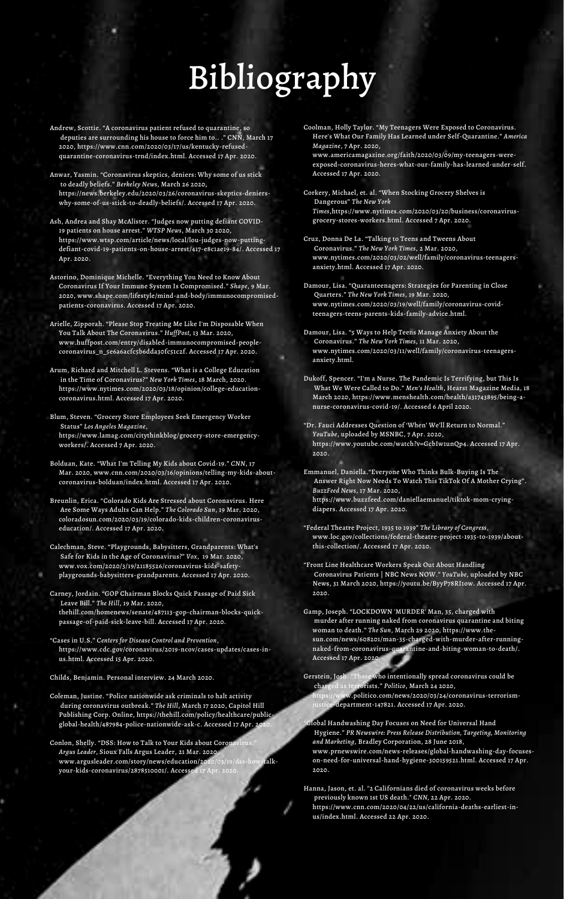# Bibliography

Andrew, Scottie. "A coronavirus patient refused to quarantine, so deputies are surrounding his house to force him to. . ." CNN, March 17 2020, https://www.cnn.com/2020/03/17/us/kentucky-refused-quarantine-coronavirus-trnd/index.html. Accessed 17 Apr. 2020.

Anwar, Yasmin. "Coronavirus skeptics, deniers: Why some of us stick to deadly beliefs." *Berkeley News*, March 26 2020, https://news.berkeley.edu/2020/03/26/coronavirus-skeptics-deniers-why-some-of-us-stick-to-deadly-beliefs/. Accessed 17 Apr. 2020.

Ash, Andrea and Shay McAlister. "Judges now putting defiant COVID-19 patients on house arrest." *WTSP News*, March 30 2020, https://www.wtsp.com/article/news/local/lou-judges-now-putting-defiant-covid-19-patients-on-house-arrest/417-e8c1ae19-84/. Accessed 17 Apr. 2020.

Astorino, Dominique Michelle. "Everything You Need to Know About Coronavirus If Your Immune System Is Compromised." *Shape*, 9 Mar. 2020, www.shape.com/lifestyle/mind-and-body/immunocompromised-patients-coronavirus. Accessed 17 Apr. 2020.

Arielle, Zipporah. "Please Stop Treating Me Like I'm Disposable When You Talk About The Coronavirus." *HuffPost*, 13 Mar. 2020, www.huffpost.com/entry/disabled-immunocompromised-people-coronavirus_n_5e6a6acfc5b6dda30fc51c2f. Accessed 17 Apr. 2020.

Arum, Richard and Mitchell L. Stevens. "What is a College Education in the Time of Coronavirus?" *New York Times*, 18 March, 2020. https://www.nytimes.com/2020/03/18/opinion/college-education-coronavirus.html. Accessed 17 Apr. 2020.

Blum, Steven. "Grocery Store Employees Seek Emergency Worker Status" *Los Angeles Magazine*, https://www.lamag.com/citythinkblog/grocery-store-emergency-workers/. Accessed 7 Apr. 2020.

Bolduan, Kate. "What I'm Telling My Kids about Covid-19." *CNN*, 17 Mar. 2020, www.cnn.com/2020/03/16/opinions/telling-my-kids-about-coronavirus-bolduan/index.html. Accessed 17 Apr. 2020.

Breunlin, Erica. "Colorado Kids Are Stressed about Coronavirus. Here Are Some Ways Adults Can Help." *The Colorado Sun*, 19 Mar. 2020, coloradosun.com/2020/03/19/colorado-kids-children-coronavirus-education/. Accessed 17 Apr. 2020.

Calechman, Steve. "Playgrounds, Babysitters, Grandparents: What's Safe for Kids in the Age of Coronavirus?" *Vox*, 19 Mar. 2020, www.vox.com/2020/3/19/21185526/coronavirus-kids-safety-playgrounds-babysitters-grandparents. Accessed 17 Apr. 2020.

Carney, Jordain. "GOP Chairman Blocks Quick Passage of Paid Sick Leave Bill." *The Hill*, 19 Mar. 2020, thehill.com/homenews/senate/487113-gop-chairman-blocks-quick-passage-of-paid-sick-leave-bill. Accessed 17 Apr. 2020.

"Cases in U.S." *Centers for Disease Control and Prevention*, https://www.cdc.gov/coronavirus/2019-ncov/cases-updates/cases-in-us.html. Accessed 15 Apr. 2020.

Childs, Benjamin. Personal interview. 24 March 2020.

Coleman, Justine. "Police nationwide ask criminals to halt activity during coronavirus outbreak." *The Hill*, March 17 2020, Capitol Hill Publishing Corp. Online, https://thehill.com/policy/healthcare/public-global-health/487984-police-nationwide-ask-c. Accessed 17 Apr. 2020.

Conlon, Shelly. "DSS: How to Talk to Your Kids about Coronavirus." *Argus Leader*, Sioux Falls Argus Leader, 21 Mar. 2020, www.argusleader.com/story/news/education/2020/03/19/dss-how-talk-your-kids-coronavirus/2878510001/. Accessed 17 Apr. 2020.

Coolman, Holly Taylor. "My Teenagers Were Exposed to Coronavirus. Here's What Our Family Has Learned under Self-Quarantine." *America Magazine*, 7 Apr. 2020, www.americamagazine.org/faith/2020/03/09/my-teenagers-were-exposed-coronavirus-heres-what-our-family-has-learned-under-self. Accessed 17 Apr. 2020.

Corkery, Michael, et. al. "When Stocking Grocery Shelves is Dangerous" *The New York Times*,https://www.nytimes.com/2020/03/20/business/coronavirus-grocery-stores-workers.html. Accessed 7 Apr. 2020.

Cruz, Donna De La. "Talking to Teens and Tweens About Coronavirus." *The New York Times*, 2 Mar. 2020, www.nytimes.com/2020/03/02/well/family/coronavirus-teenagers-anxiety.html. Accessed 17 Apr. 2020.

Damour, Lisa. "Quaranteenagers: Strategies for Parenting in Close Quarters." *The New York Times*, 19 Mar. 2020, www.nytimes.com/2020/03/19/well/family/coronavirus-covid-teenagers-teens-parents-kids-family-advice.html.

Damour, Lisa. "5 Ways to Help Teens Manage Anxiety About the Coronavirus." *The New York Times*, 11 Mar. 2020, www.nytimes.com/2020/03/11/well/family/coronavirus-teenagers-anxiety.html.

Dukoff, Spencer. "I'm a Nurse. The Pandemic Is Terrifying, but This Is What We Were Called to Do." *Men's Health*, Hearst Magazine Media, 18 March 2020, https://www.menshealth.com/health/a31743895/being-a-nurse-coronavirus-covid-19/. Accessed 6 April 2020.

"Dr. Fauci Addresses Question of 'When' We'll Return to Normal." *YouTube*, uploaded by MSNBC, 7 Apr. 2020, https://www.youtube.com/watch?v=GcbIw1unQp4. Accessed 17 Apr. 2020.

Emmanuel, Daniella."Everyone Who Thinks Bulk-Buying Is The Answer Right Now Needs To Watch This TikTok Of A Mother Crying". *BuzzFeed News*, 17 Mar. 2020, https://www.buzzfeed.com/daniellaemanuel/tiktok-mom-crying-diapers. Accessed 17 Apr. 2020.

"Federal Theatre Project, 1935 to 1939" *The Library of Congress*, www.loc.gov/collections/federal-theatre-project-1935-to-1939/about-this-collection/. Accessed 17 Apr. 2020.

"Front Line Healthcare Workers Speak Out About Handling Coronavirus Patients | NBC News NOW." *YouTube*, uploaded by NBC News, 31 March 2020, https://youtu.be/ByyP78RI1ow. Accessed 17 Apr. 2020.

Gamp, Joseph. "LOCKDOWN 'MURDER' Man, 35, charged with murder after running naked from coronavirus quarantine and biting woman to death." *The Sun*, March 29 2020, https://www.the-sun.com/news/608201/man-35-charged-with-murder-after-running-naked-from-coronavirus-quarantine-and-biting-woman-to-death/. Accessed 17 Apr. 2020.

Gerstein, Josh. "Those who intentionally spread coronavirus could be charged as terrorists." *Politico*, March 24 2020, https://www.politico.com/news/2020/03/24/coronavirus-terrorism-justice-department-147821. Accessed 17 Apr. 2020.

"Global Handwashing Day Focuses on Need for Universal Hand Hygiene." *PR Newswire: Press Release Distribution, Targeting, Monitoring and Marketing*, Bradley Corporation, 28 June 2018, www.prnewswire.com/news-releases/global-handwashing-day-focuses-on-need-for-universal-hand-hygiene-300159521.html. Accessed 17 Apr. 2020.

Hanna, Jason, et. al. "2 Californians died of coronavirus weeks before previously known 1st US death." *CNN*, 22 Apr. 2020. https://www.cnn.com/2020/04/22/us/california-deaths-earliest-in-us/index.html. Accessed 22 Apr. 2020.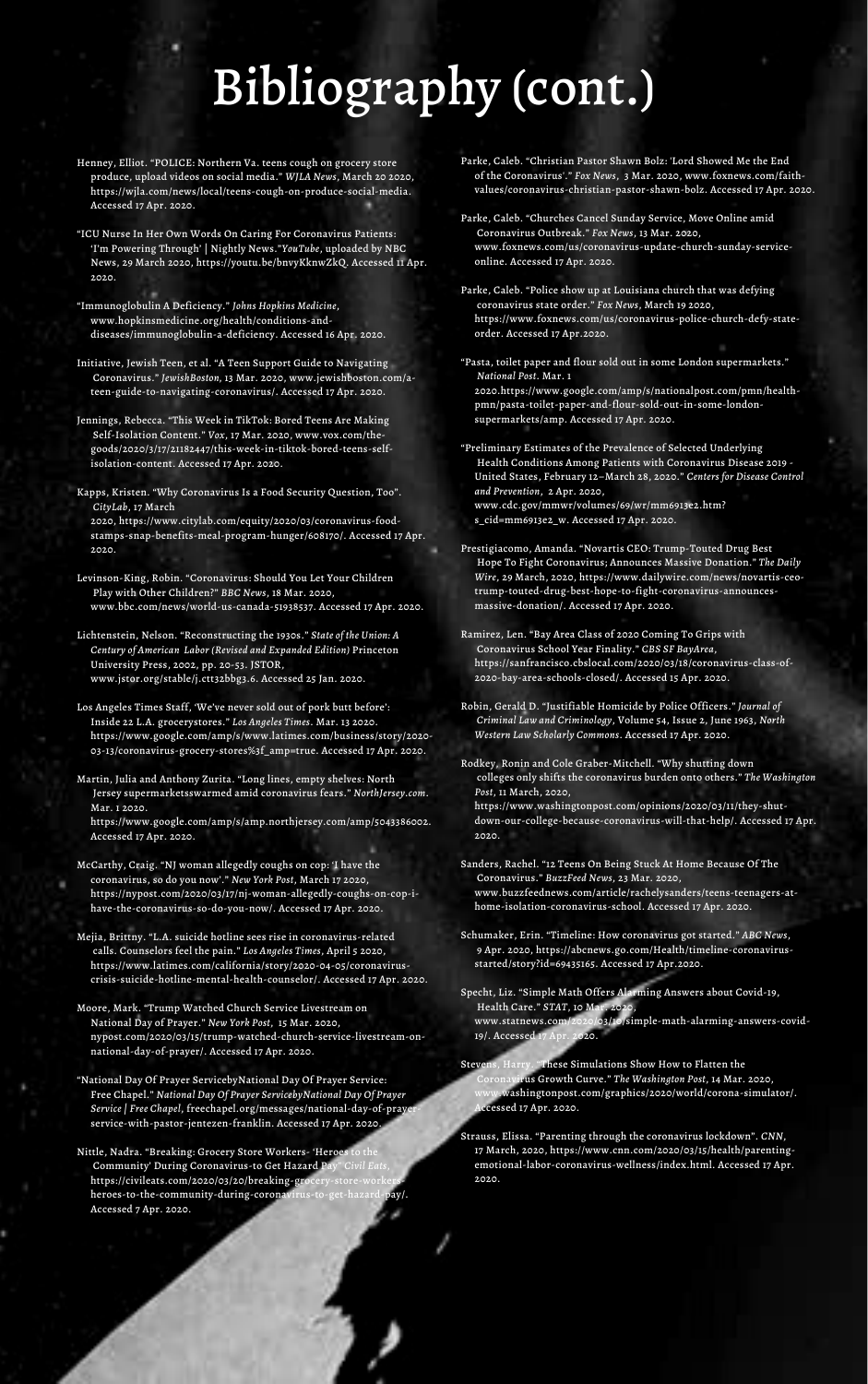# Bibliography (cont.)

Henney, Elliot. "POLICE: Northern Va. teens cough on grocery store produce, upload videos on social media." *WJLA News*, March 20 2020, https://wjla.com/news/local/teens-cough-on-produce-social-media. Accessed 17 Apr. 2020.

"ICU Nurse In Her Own Words On Caring For Coronavirus Patients: 'I'm Powering Through' | Nightly News."*YouTube*, uploaded by NBC News, 29 March 2020, https://youtu.be/bnvyKknwZkQ. Accessed 11 Apr. 2020.

"Immunoglobulin A Deficiency." *Johns Hopkins Medicine*, www.hopkinsmedicine.org/health/conditions-and-diseases/immunoglobulin-a-deficiency. Accessed 16 Apr. 2020.

Initiative, Jewish Teen, et al. "A Teen Support Guide to Navigating Coronavirus." *JewishBoston*, 13 Mar. 2020, www.jewishboston.com/a-teen-guide-to-navigating-coronavirus/. Accessed 17 Apr. 2020.

Jennings, Rebecca. "This Week in TikTok: Bored Teens Are Making Self-Isolation Content." *Vox*, 17 Mar. 2020, www.vox.com/the-goods/2020/3/17/21182447/this-week-in-tiktok-bored-teens-self-isolation-content. Accessed 17 Apr. 2020.

Kapps, Kristen. "Why Coronavirus Is a Food Security Question, Too". *CityLab*, 17 March 2020, https://www.citylab.com/equity/2020/03/coronavirus-food-stamps-snap-benefits-meal-program-hunger/608170/. Accessed 17 Apr. 2020.

Levinson-King, Robin. "Coronavirus: Should You Let Your Children Play with Other Children?" *BBC News*, 18 Mar. 2020, www.bbc.com/news/world-us-canada-51938537. Accessed 17 Apr. 2020.

Lichtenstein, Nelson. "Reconstructing the 1930s." *State of the Union: A Century of American Labor (Revised and Expanded Edition)* Princeton University Press, 2002, pp. 20-53. JSTOR, www.jstor.org/stable/j.ctt32bbg3.6. Accessed 25 Jan. 2020.

Los Angeles Times Staff, 'We've never sold out of pork butt before': Inside 22 L.A. grocerystores." *Los Angeles Times*. Mar. 13 2020. https://www.google.com/amp/s/www.latimes.com/business/story/2020-03-13/coronavirus-grocery-stores%3f_amp=true. Accessed 17 Apr. 2020.

Martin, Julia and Anthony Zurita. "Long lines, empty shelves: North Jersey supermarketsswarmed amid coronavirus fears." *NorthJersey.com*. Mar. 1 2020. https://www.google.com/amp/s/amp.northjersey.com/amp/5043386002. Accessed 17 Apr. 2020.

McCarthy, Craig. "NJ woman allegedly coughs on cop: 'I have the coronavirus, so do you now'." *New York Post*, March 17 2020, https://nypost.com/2020/03/17/nj-woman-allegedly-coughs-on-cop-i-have-the-coronavirus-so-do-you-now/. Accessed 17 Apr. 2020.

Mejia, Brittny. "L.A. suicide hotline sees rise in coronavirus-related calls. Counselors feel the pain." *Los Angeles Times*, April 5 2020, https://www.latimes.com/california/story/2020-04-05/coronavirus-crisis-suicide-hotline-mental-health-counselor/. Accessed 17 Apr. 2020.

Moore, Mark. "Trump Watched Church Service Livestream on National Day of Prayer." *New York Post*, 15 Mar. 2020, nypost.com/2020/03/15/trump-watched-church-service-livestream-on-national-day-of-prayer/. Accessed 17 Apr. 2020.

"National Day Of Prayer ServicebyNational Day Of Prayer Service: Free Chapel." *National Day Of Prayer ServicebyNational Day Of Prayer Service | Free Chapel*, freechapel.org/messages/national-day-of-prayer-service-with-pastor-jentezen-franklin. Accessed 17 Apr. 2020.

Nittle, Nadra. "Breaking: Grocery Store Workers- 'Heroes to the Community' During Coronavirus-to Get Hazard Pay" *Civil Eats*, https://civileats.com/2020/03/20/breaking-grocery-store-workers-heroes-to-the-community-during-coronavirus-to-get-hazard-pay/. Accessed 7 Apr. 2020.

Parke, Caleb. "Christian Pastor Shawn Bolz: 'Lord Showed Me the End of the Coronavirus'." *Fox News*, 3 Mar. 2020, www.foxnews.com/faith-values/coronavirus-christian-pastor-shawn-bolz. Accessed 17 Apr. 2020.

Parke, Caleb. "Churches Cancel Sunday Service, Move Online amid Coronavirus Outbreak." *Fox News*, 13 Mar. 2020, www.foxnews.com/us/coronavirus-update-church-sunday-service-online. Accessed 17 Apr. 2020.

Parke, Caleb. "Police show up at Louisiana church that was defying coronavirus state order." *Fox News*, March 19 2020, https://www.foxnews.com/us/coronavirus-police-church-defy-state-order. Accessed 17 Apr.2020.

"Pasta, toilet paper and flour sold out in some London supermarkets." *National Post*. Mar. 1 2020.https://www.google.com/amp/s/nationalpost.com/pmn/health-pmn/pasta-toilet-paper-and-flour-sold-out-in-some-london-supermarkets/amp. Accessed 17 Apr. 2020.

"Preliminary Estimates of the Prevalence of Selected Underlying Health Conditions Among Patients with Coronavirus Disease 2019 - United States, February 12–March 28, 2020." *Centers for Disease Control and Prevention*, 2 Apr. 2020, www.cdc.gov/mmwr/volumes/69/wr/mm6913e2.htm?s_cid=mm6913e2_w. Accessed 17 Apr. 2020.

Prestigiacomo, Amanda. "Novartis CEO: Trump-Touted Drug Best Hope To Fight Coronavirus; Announces Massive Donation." *The Daily Wire*, 29 March, 2020, https://www.dailywire.com/news/novartis-ceo-trump-touted-drug-best-hope-to-fight-coronavirus-announces-massive-donation/. Accessed 17 Apr. 2020.

Ramirez, Len. "Bay Area Class of 2020 Coming To Grips with Coronavirus School Year Finality." *CBS SF BayArea*, https://sanfrancisco.cbslocal.com/2020/03/18/coronavirus-class-of-2020-bay-area-schools-closed/. Accessed 15 Apr. 2020.

Robin, Gerald D. "Justifiable Homicide by Police Officers." *Journal of Criminal Law and Criminology*, Volume 54, Issue 2, June 1963, *North Western Law Scholarly Commons*. Accessed 17 Apr. 2020.

Rodkey, Ronin and Cole Graber-Mitchell. "Why shutting down colleges only shifts the coronavirus burden onto others." *The Washington Post*, 11 March, 2020, https://www.washingtonpost.com/opinions/2020/03/11/they-shut-down-our-college-because-coronavirus-will-that-help/. Accessed 17 Apr. 2020.

Sanders, Rachel. "12 Teens On Being Stuck At Home Because Of The Coronavirus." *BuzzFeed News*, 23 Mar. 2020, www.buzzfeednews.com/article/rachelysanders/teens-teenagers-at-home-isolation-coronavirus-school. Accessed 17 Apr. 2020.

Schumaker, Erin. "Timeline: How coronavirus got started." *ABC News*, 9 Apr. 2020, https://abcnews.go.com/Health/timeline-coronavirus-started/story?id=69435165. Accessed 17 Apr.2020.

Specht, Liz. "Simple Math Offers Alarming Answers about Covid-19, Health Care." *STAT*, 10 Mar. 2020, www.statnews.com/2020/03/10/simple-math-alarming-answers-covid-19/. Accessed 17 Apr. 2020.

Stevens, Harry. "These Simulations Show How to Flatten the Coronavirus Growth Curve." *The Washington Post*, 14 Mar. 2020, www.washingtonpost.com/graphics/2020/world/corona-simulator/. Accessed 17 Apr. 2020.

Strauss, Elissa. "Parenting through the coronavirus lockdown". *CNN*, 17 March, 2020, https://www.cnn.com/2020/03/15/health/parenting-emotional-labor-coronavirus-wellness/index.html. Accessed 17 Apr. 2020.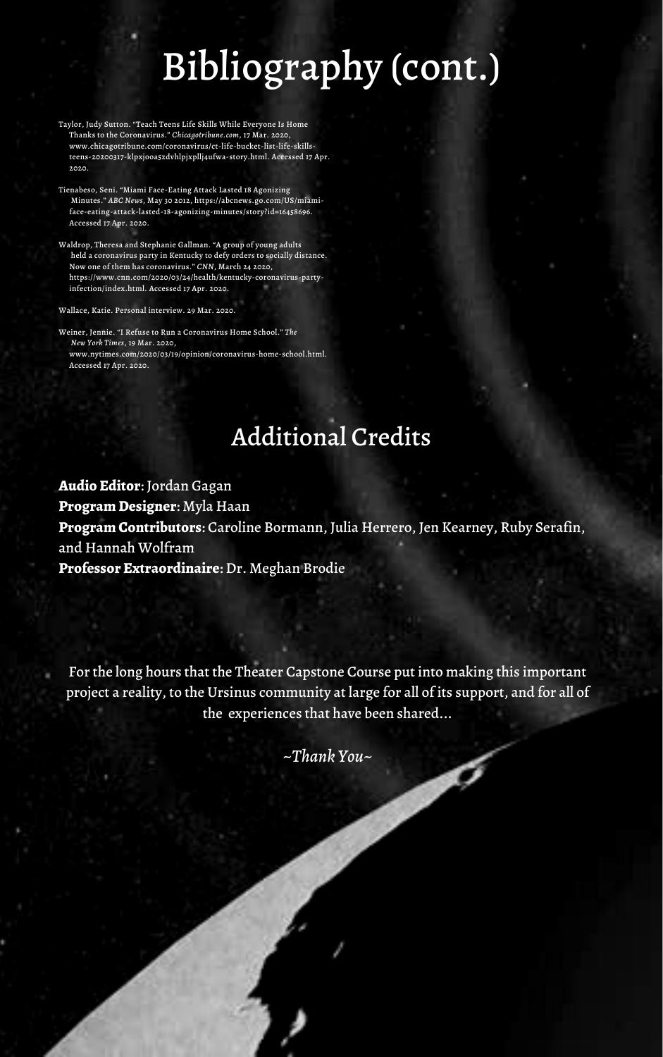# Bibliography (cont.)

Taylor, Judy Sutton. "Teach Teens Life Skills While Everyone Is Home Thanks to the Coronavirus." *Chicagotribune.com*, 17 Mar. 2020, www.chicagotribune.com/coronavirus/ct-life-bucket-list-life-skills-teens-20200317-klpxjooa5zdvhlpjxpllj4ufwa-story.html. Accessed 17 Apr. 2020.

Tienabeso, Seni. "Miami Face-Eating Attack Lasted 18 Agonizing Minutes." *ABC News*, May 30 2012, https://abcnews.go.com/US/miami-face-eating-attack-lasted-18-agonizing-minutes/story?id=16458696. Accessed 17 Apr. 2020.

Waldrop, Theresa and Stephanie Gallman. "A group of young adults held a coronavirus party in Kentucky to defy orders to socially distance. Now one of them has coronavirus." *CNN*, March 24 2020, https://www.cnn.com/2020/03/24/health/kentucky-coronavirus-party-infection/index.html. Accessed 17 Apr. 2020.

Wallace, Katie. Personal interview. 29 Mar. 2020.

Weiner, Jennie. "I Refuse to Run a Coronavirus Home School." *The New York Times*, 19 Mar. 2020, www.nytimes.com/2020/03/19/opinion/coronavirus-home-school.html. Accessed 17 Apr. 2020.

## Additional Credits

**Audio Editor**: Jordan Gagan
**Program Designer**: Myla Haan
**Program Contributors**: Caroline Bormann, Julia Herrero, Jen Kearney, Ruby Serafin, and Hannah Wolfram
**Professor Extraordinaire**: Dr. Meghan Brodie

For the long hours that the Theater Capstone Course put into making this important project a reality, to the Ursinus community at large for all of its support, and for all of the experiences that have been shared...

*~Thank You~*